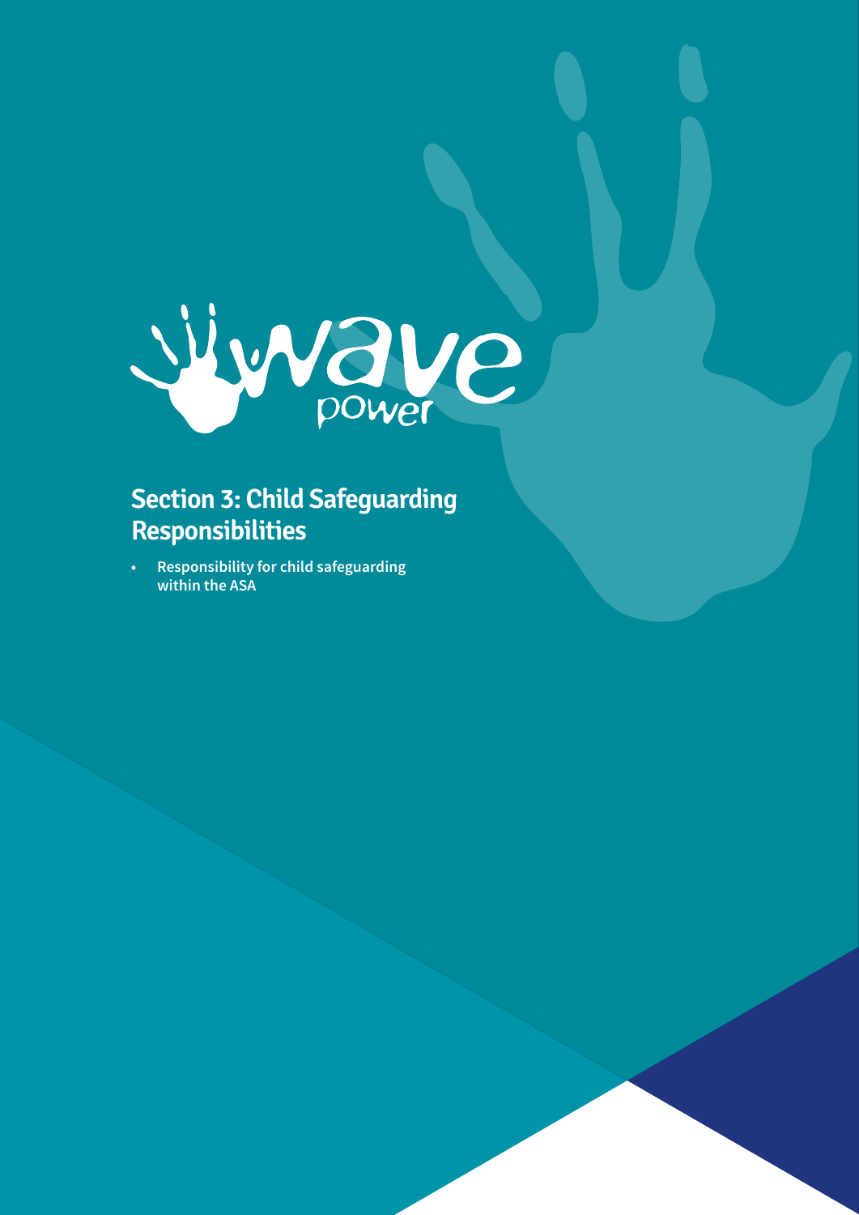# Section 3: Child Safeguarding Responsibilities

- Responsibility for child safeguarding within the ASA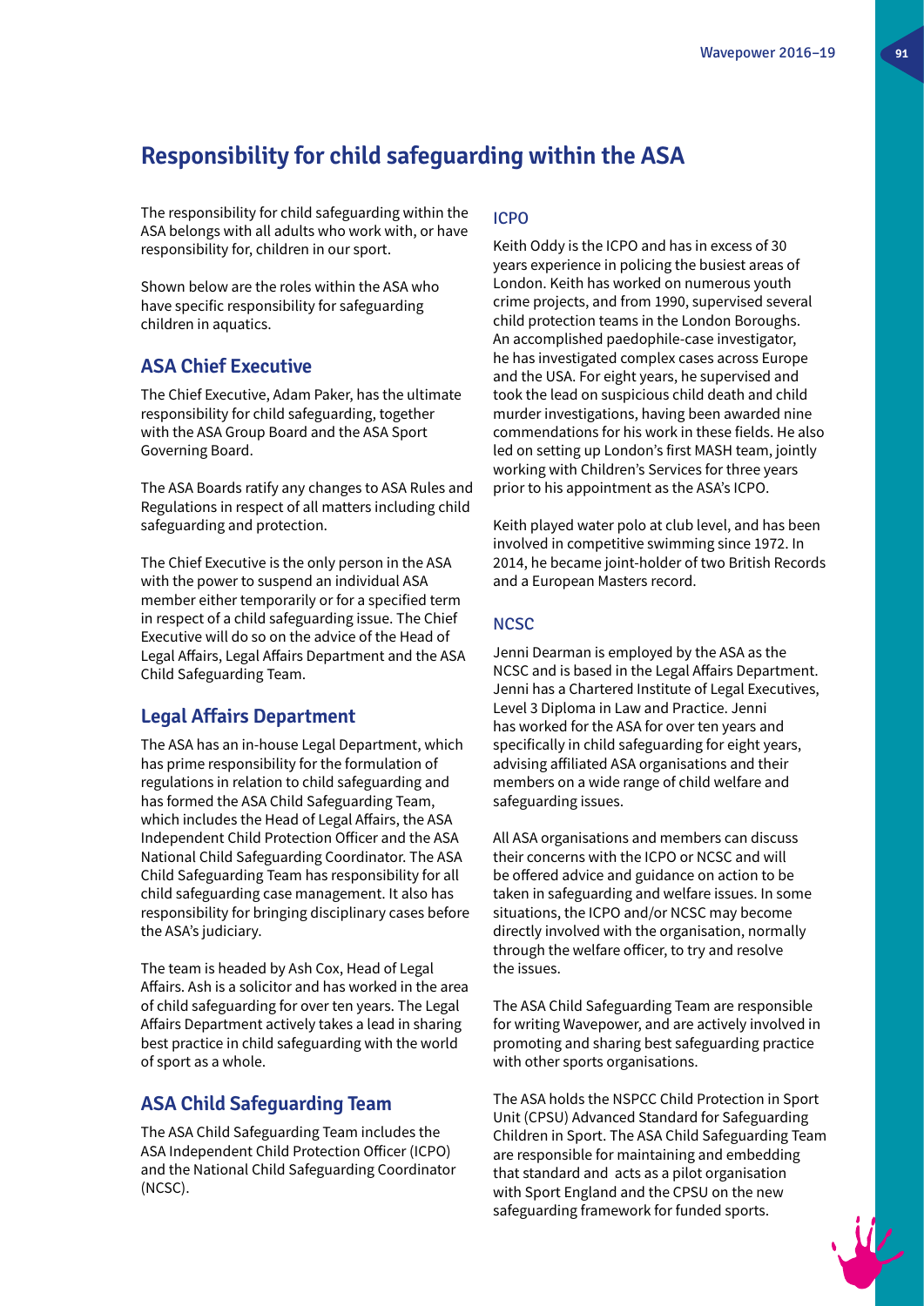# Responsibility for child safeguarding within the ASA

The responsibility for child safeguarding within the ASA belongs with all adults who work with, or have responsibility for, children in our sport.

Shown below are the roles within the ASA who have specific responsibility for safeguarding children in aquatics.

## ASA Chief Executive

The Chief Executive, Adam Paker, has the ultimate responsibility for child safeguarding, together with the ASA Group Board and the ASA Sport Governing Board.

The ASA Boards ratify any changes to ASA Rules and Regulations in respect of all matters including child safeguarding and protection.

The Chief Executive is the only person in the ASA with the power to suspend an individual ASA member either temporarily or for a specified term in respect of a child safeguarding issue. The Chief Executive will do so on the advice of the Head of Legal Affairs, Legal Affairs Department and the ASA Child Safeguarding Team.

## Legal Affairs Department

The ASA has an in-house Legal Department, which has prime responsibility for the formulation of regulations in relation to child safeguarding and has formed the ASA Child Safeguarding Team, which includes the Head of Legal Affairs, the ASA Independent Child Protection Officer and the ASA National Child Safeguarding Coordinator. The ASA Child Safeguarding Team has responsibility for all child safeguarding case management. It also has responsibility for bringing disciplinary cases before the ASA's judiciary.

The team is headed by Ash Cox, Head of Legal Affairs. Ash is a solicitor and has worked in the area of child safeguarding for over ten years. The Legal Affairs Department actively takes a lead in sharing best practice in child safeguarding with the world of sport as a whole.

## ASA Child Safeguarding Team

The ASA Child Safeguarding Team includes the ASA Independent Child Protection Officer (ICPO) and the National Child Safeguarding Coordinator (NCSC).

### ICPO

Keith Oddy is the ICPO and has in excess of 30 years experience in policing the busiest areas of London. Keith has worked on numerous youth crime projects, and from 1990, supervised several child protection teams in the London Boroughs. An accomplished paedophile-case investigator, he has investigated complex cases across Europe and the USA. For eight years, he supervised and took the lead on suspicious child death and child murder investigations, having been awarded nine commendations for his work in these fields. He also led on setting up London's first MASH team, jointly working with Children's Services for three years prior to his appointment as the ASA's ICPO.

Keith played water polo at club level, and has been involved in competitive swimming since 1972. In 2014, he became joint-holder of two British Records and a European Masters record.

### NCSC

Jenni Dearman is employed by the ASA as the NCSC and is based in the Legal Affairs Department. Jenni has a Chartered Institute of Legal Executives, Level 3 Diploma in Law and Practice. Jenni has worked for the ASA for over ten years and specifically in child safeguarding for eight years, advising affiliated ASA organisations and their members on a wide range of child welfare and safeguarding issues.

All ASA organisations and members can discuss their concerns with the ICPO or NCSC and will be offered advice and guidance on action to be taken in safeguarding and welfare issues. In some situations, the ICPO and/or NCSC may become directly involved with the organisation, normally through the welfare officer, to try and resolve the issues.

The ASA Child Safeguarding Team are responsible for writing Wavepower, and are actively involved in promoting and sharing best safeguarding practice with other sports organisations.

The ASA holds the NSPCC Child Protection in Sport Unit (CPSU) Advanced Standard for Safeguarding Children in Sport. The ASA Child Safeguarding Team are responsible for maintaining and embedding that standard and acts as a pilot organisation with Sport England and the CPSU on the new safeguarding framework for funded sports.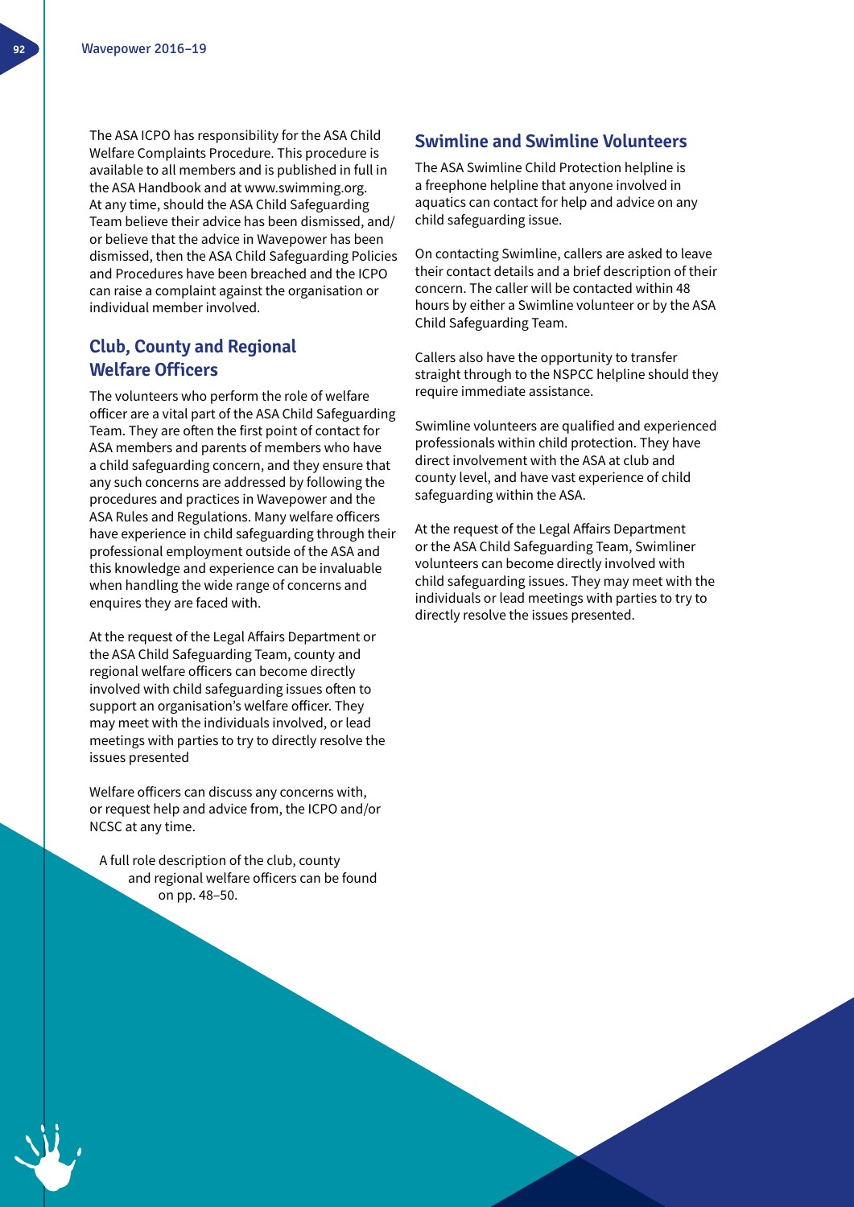The ASA ICPO has responsibility for the ASA Child Welfare Complaints Procedure. This procedure is available to all members and is published in full in the ASA Handbook and at www.swimming.org. At any time, should the ASA Child Safeguarding Team believe their advice has been dismissed, and/or believe that the advice in Wavepower has been dismissed, then the ASA Child Safeguarding Policies and Procedures have been breached and the ICPO can raise a complaint against the organisation or individual member involved.

## Club, County and Regional Welfare Officers

The volunteers who perform the role of welfare officer are a vital part of the ASA Child Safeguarding Team. They are often the first point of contact for ASA members and parents of members who have a child safeguarding concern, and they ensure that any such concerns are addressed by following the procedures and practices in Wavepower and the ASA Rules and Regulations. Many welfare officers have experience in child safeguarding through their professional employment outside of the ASA and this knowledge and experience can be invaluable when handling the wide range of concerns and enquires they are faced with.

At the request of the Legal Affairs Department or the ASA Child Safeguarding Team, county and regional welfare officers can become directly involved with child safeguarding issues often to support an organisation's welfare officer. They may meet with the individuals involved, or lead meetings with parties to try to directly resolve the issues presented

Welfare officers can discuss any concerns with, or request help and advice from, the ICPO and/or NCSC at any time.

A full role description of the club, county and regional welfare officers can be found on pp. 48–50.

## Swimline and Swimline Volunteers

The ASA Swimline Child Protection helpline is a freephone helpline that anyone involved in aquatics can contact for help and advice on any child safeguarding issue.

On contacting Swimline, callers are asked to leave their contact details and a brief description of their concern. The caller will be contacted within 48 hours by either a Swimline volunteer or by the ASA Child Safeguarding Team.

Callers also have the opportunity to transfer straight through to the NSPCC helpline should they require immediate assistance.

Swimline volunteers are qualified and experienced professionals within child protection. They have direct involvement with the ASA at club and county level, and have vast experience of child safeguarding within the ASA.

At the request of the Legal Affairs Department or the ASA Child Safeguarding Team, Swimliner volunteers can become directly involved with child safeguarding issues. They may meet with the individuals or lead meetings with parties to try to directly resolve the issues presented.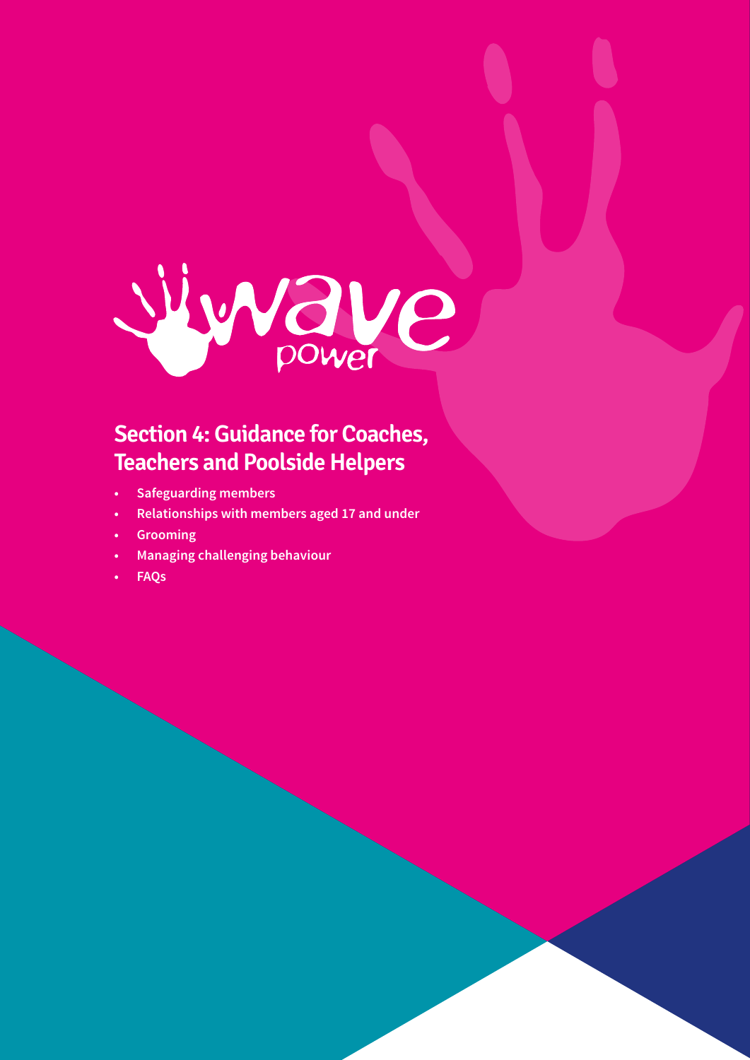wave power

# Section 4: Guidance for Coaches, Teachers and Poolside Helpers

- Safeguarding members
- Relationships with members aged 17 and under
- Grooming
- Managing challenging behaviour
- FAQs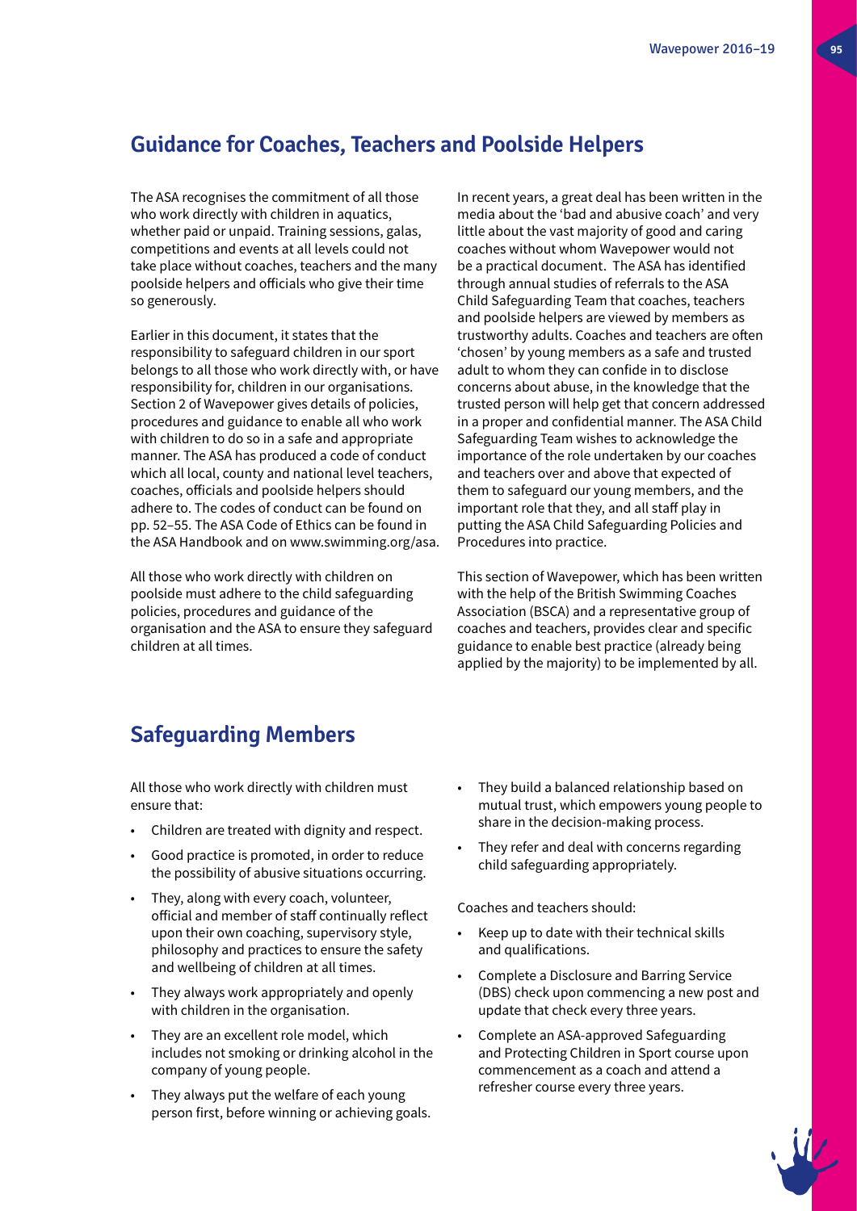## Guidance for Coaches, Teachers and Poolside Helpers

The ASA recognises the commitment of all those who work directly with children in aquatics, whether paid or unpaid. Training sessions, galas, competitions and events at all levels could not take place without coaches, teachers and the many poolside helpers and officials who give their time so generously.

Earlier in this document, it states that the responsibility to safeguard children in our sport belongs to all those who work directly with, or have responsibility for, children in our organisations. Section 2 of Wavepower gives details of policies, procedures and guidance to enable all who work with children to do so in a safe and appropriate manner. The ASA has produced a code of conduct which all local, county and national level teachers, coaches, officials and poolside helpers should adhere to. The codes of conduct can be found on pp. 52–55. The ASA Code of Ethics can be found in the ASA Handbook and on www.swimming.org/asa.

All those who work directly with children on poolside must adhere to the child safeguarding policies, procedures and guidance of the organisation and the ASA to ensure they safeguard children at all times.

In recent years, a great deal has been written in the media about the 'bad and abusive coach' and very little about the vast majority of good and caring coaches without whom Wavepower would not be a practical document. The ASA has identified through annual studies of referrals to the ASA Child Safeguarding Team that coaches, teachers and poolside helpers are viewed by members as trustworthy adults. Coaches and teachers are often 'chosen' by young members as a safe and trusted adult to whom they can confide in to disclose concerns about abuse, in the knowledge that the trusted person will help get that concern addressed in a proper and confidential manner. The ASA Child Safeguarding Team wishes to acknowledge the importance of the role undertaken by our coaches and teachers over and above that expected of them to safeguard our young members, and the important role that they, and all staff play in putting the ASA Child Safeguarding Policies and Procedures into practice.

This section of Wavepower, which has been written with the help of the British Swimming Coaches Association (BSCA) and a representative group of coaches and teachers, provides clear and specific guidance to enable best practice (already being applied by the majority) to be implemented by all.

## Safeguarding Members

All those who work directly with children must ensure that:

- Children are treated with dignity and respect.
- Good practice is promoted, in order to reduce the possibility of abusive situations occurring.
- They, along with every coach, volunteer, official and member of staff continually reflect upon their own coaching, supervisory style, philosophy and practices to ensure the safety and wellbeing of children at all times.
- They always work appropriately and openly with children in the organisation.
- They are an excellent role model, which includes not smoking or drinking alcohol in the company of young people.
- They always put the welfare of each young person first, before winning or achieving goals.
- They build a balanced relationship based on mutual trust, which empowers young people to share in the decision-making process.
- They refer and deal with concerns regarding child safeguarding appropriately.

Coaches and teachers should:

- Keep up to date with their technical skills and qualifications.
- Complete a Disclosure and Barring Service (DBS) check upon commencing a new post and update that check every three years.
- Complete an ASA-approved Safeguarding and Protecting Children in Sport course upon commencement as a coach and attend a refresher course every three years.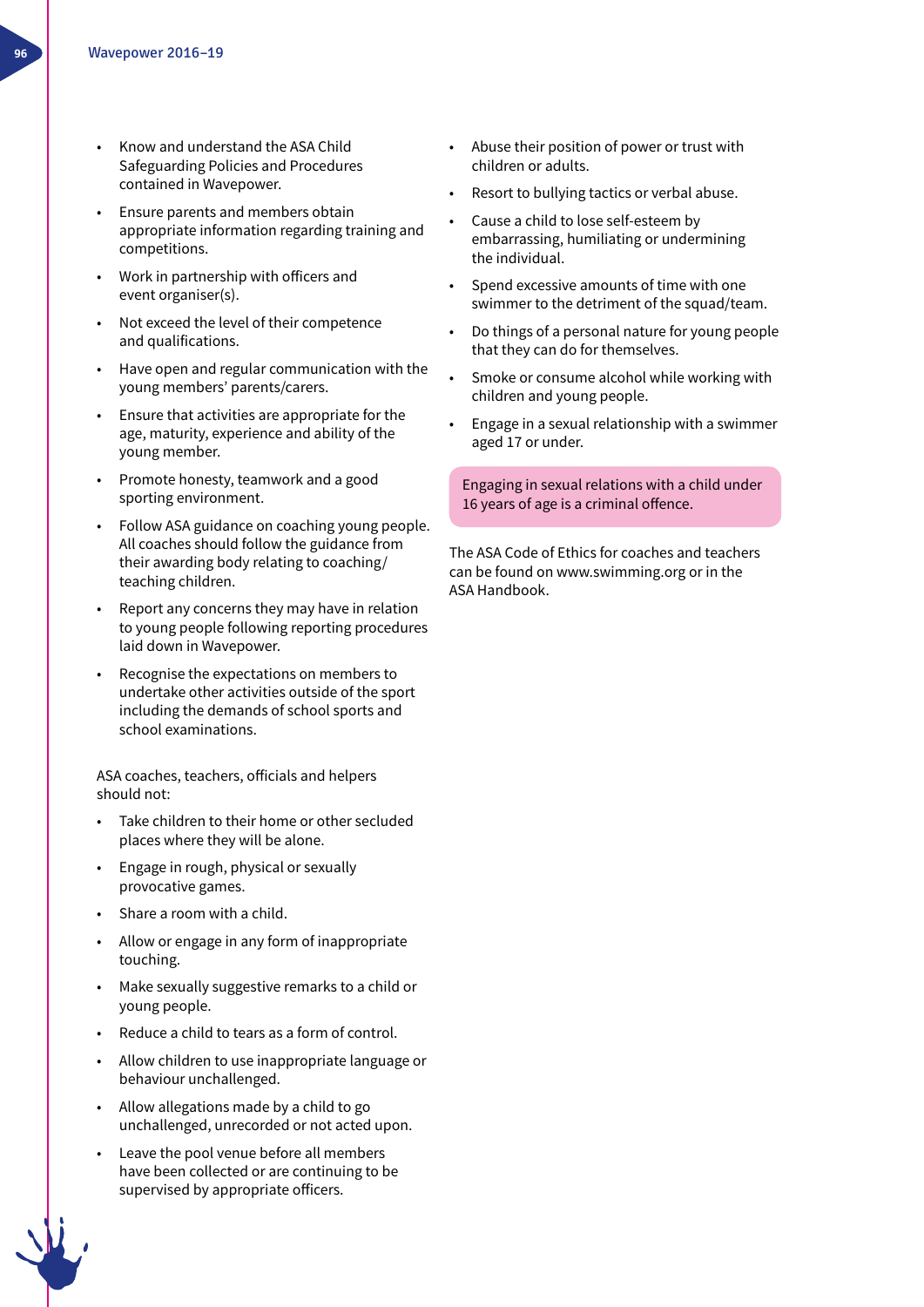- Know and understand the ASA Child Safeguarding Policies and Procedures contained in Wavepower.
- Ensure parents and members obtain appropriate information regarding training and competitions.
- Work in partnership with officers and event organiser(s).
- Not exceed the level of their competence and qualifications.
- Have open and regular communication with the young members' parents/carers.
- Ensure that activities are appropriate for the age, maturity, experience and ability of the young member.
- Promote honesty, teamwork and a good sporting environment.
- Follow ASA guidance on coaching young people. All coaches should follow the guidance from their awarding body relating to coaching/teaching children.
- Report any concerns they may have in relation to young people following reporting procedures laid down in Wavepower.
- Recognise the expectations on members to undertake other activities outside of the sport including the demands of school sports and school examinations.

ASA coaches, teachers, officials and helpers should not:

- Take children to their home or other secluded places where they will be alone.
- Engage in rough, physical or sexually provocative games.
- Share a room with a child.
- Allow or engage in any form of inappropriate touching.
- Make sexually suggestive remarks to a child or young people.
- Reduce a child to tears as a form of control.
- Allow children to use inappropriate language or behaviour unchallenged.
- Allow allegations made by a child to go unchallenged, unrecorded or not acted upon.
- Leave the pool venue before all members have been collected or are continuing to be supervised by appropriate officers.
- Abuse their position of power or trust with children or adults.
- Resort to bullying tactics or verbal abuse.
- Cause a child to lose self-esteem by embarrassing, humiliating or undermining the individual.
- Spend excessive amounts of time with one swimmer to the detriment of the squad/team.
- Do things of a personal nature for young people that they can do for themselves.
- Smoke or consume alcohol while working with children and young people.
- Engage in a sexual relationship with a swimmer aged 17 or under.

Engaging in sexual relations with a child under 16 years of age is a criminal offence.

The ASA Code of Ethics for coaches and teachers can be found on www.swimming.org or in the ASA Handbook.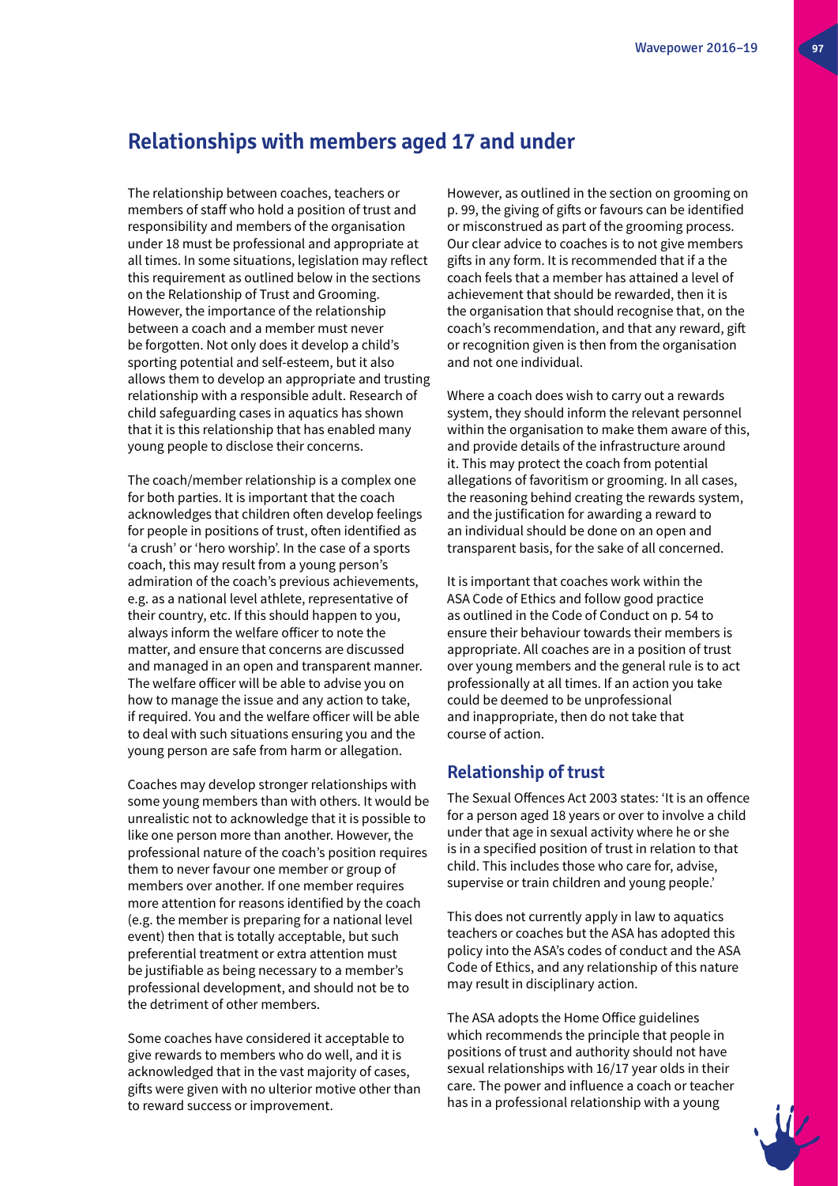## Relationships with members aged 17 and under

The relationship between coaches, teachers or members of staff who hold a position of trust and responsibility and members of the organisation under 18 must be professional and appropriate at all times. In some situations, legislation may reflect this requirement as outlined below in the sections on the Relationship of Trust and Grooming. However, the importance of the relationship between a coach and a member must never be forgotten. Not only does it develop a child's sporting potential and self-esteem, but it also allows them to develop an appropriate and trusting relationship with a responsible adult. Research of child safeguarding cases in aquatics has shown that it is this relationship that has enabled many young people to disclose their concerns.

The coach/member relationship is a complex one for both parties. It is important that the coach acknowledges that children often develop feelings for people in positions of trust, often identified as 'a crush' or 'hero worship'. In the case of a sports coach, this may result from a young person's admiration of the coach's previous achievements, e.g. as a national level athlete, representative of their country, etc. If this should happen to you, always inform the welfare officer to note the matter, and ensure that concerns are discussed and managed in an open and transparent manner. The welfare officer will be able to advise you on how to manage the issue and any action to take, if required. You and the welfare officer will be able to deal with such situations ensuring you and the young person are safe from harm or allegation.

Coaches may develop stronger relationships with some young members than with others. It would be unrealistic not to acknowledge that it is possible to like one person more than another. However, the professional nature of the coach's position requires them to never favour one member or group of members over another. If one member requires more attention for reasons identified by the coach (e.g. the member is preparing for a national level event) then that is totally acceptable, but such preferential treatment or extra attention must be justifiable as being necessary to a member's professional development, and should not be to the detriment of other members.

Some coaches have considered it acceptable to give rewards to members who do well, and it is acknowledged that in the vast majority of cases, gifts were given with no ulterior motive other than to reward success or improvement.

However, as outlined in the section on grooming on p. 99, the giving of gifts or favours can be identified or misconstrued as part of the grooming process. Our clear advice to coaches is to not give members gifts in any form. It is recommended that if a the coach feels that a member has attained a level of achievement that should be rewarded, then it is the organisation that should recognise that, on the coach's recommendation, and that any reward, gift or recognition given is then from the organisation and not one individual.

Where a coach does wish to carry out a rewards system, they should inform the relevant personnel within the organisation to make them aware of this, and provide details of the infrastructure around it. This may protect the coach from potential allegations of favoritism or grooming. In all cases, the reasoning behind creating the rewards system, and the justification for awarding a reward to an individual should be done on an open and transparent basis, for the sake of all concerned.

It is important that coaches work within the ASA Code of Ethics and follow good practice as outlined in the Code of Conduct on p. 54 to ensure their behaviour towards their members is appropriate. All coaches are in a position of trust over young members and the general rule is to act professionally at all times. If an action you take could be deemed to be unprofessional and inappropriate, then do not take that course of action.

### Relationship of trust

The Sexual Offences Act 2003 states: 'It is an offence for a person aged 18 years or over to involve a child under that age in sexual activity where he or she is in a specified position of trust in relation to that child. This includes those who care for, advise, supervise or train children and young people.'

This does not currently apply in law to aquatics teachers or coaches but the ASA has adopted this policy into the ASA's codes of conduct and the ASA Code of Ethics, and any relationship of this nature may result in disciplinary action.

The ASA adopts the Home Office guidelines which recommends the principle that people in positions of trust and authority should not have sexual relationships with 16/17 year olds in their care. The power and influence a coach or teacher has in a professional relationship with a young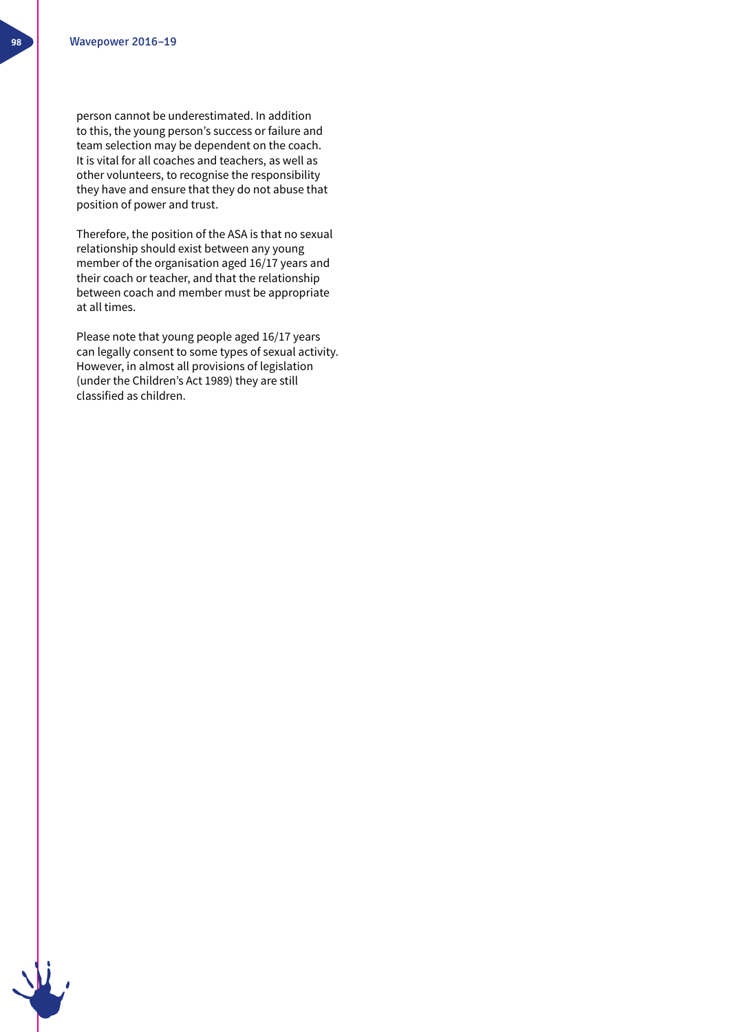person cannot be underestimated. In addition to this, the young person's success or failure and team selection may be dependent on the coach. It is vital for all coaches and teachers, as well as other volunteers, to recognise the responsibility they have and ensure that they do not abuse that position of power and trust.

Therefore, the position of the ASA is that no sexual relationship should exist between any young member of the organisation aged 16/17 years and their coach or teacher, and that the relationship between coach and member must be appropriate at all times.

Please note that young people aged 16/17 years can legally consent to some types of sexual activity. However, in almost all provisions of legislation (under the Children's Act 1989) they are still classified as children.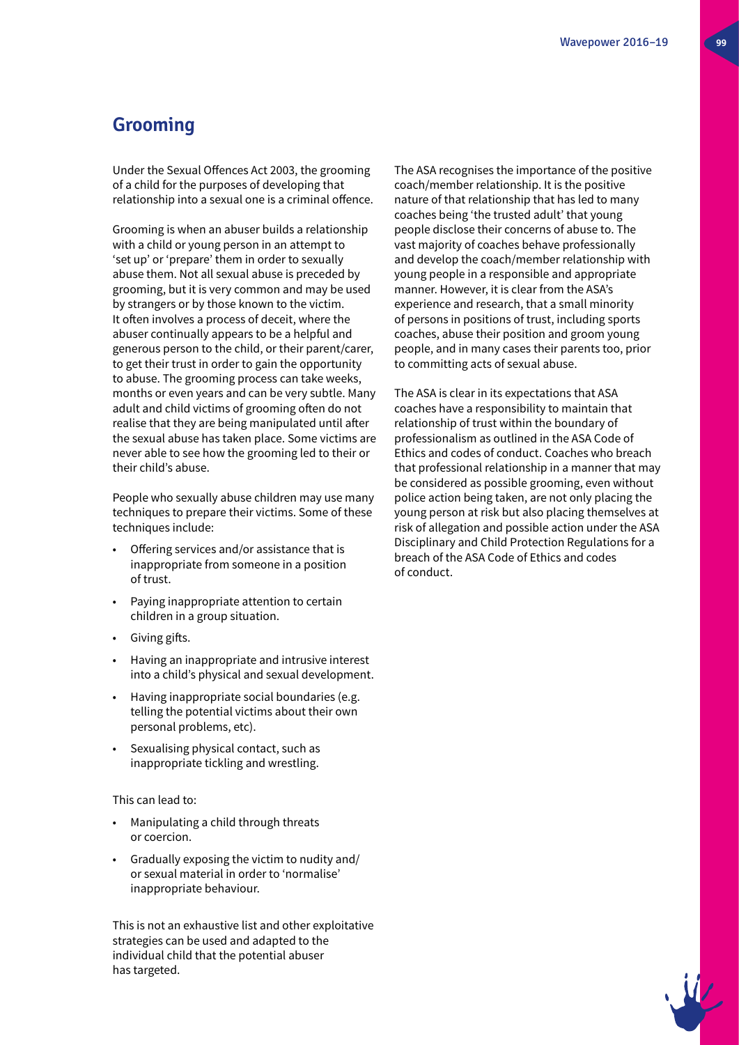## Grooming

Under the Sexual Offences Act 2003, the grooming of a child for the purposes of developing that relationship into a sexual one is a criminal offence.

Grooming is when an abuser builds a relationship with a child or young person in an attempt to 'set up' or 'prepare' them in order to sexually abuse them. Not all sexual abuse is preceded by grooming, but it is very common and may be used by strangers or by those known to the victim. It often involves a process of deceit, where the abuser continually appears to be a helpful and generous person to the child, or their parent/carer, to get their trust in order to gain the opportunity to abuse. The grooming process can take weeks, months or even years and can be very subtle. Many adult and child victims of grooming often do not realise that they are being manipulated until after the sexual abuse has taken place. Some victims are never able to see how the grooming led to their or their child's abuse.

People who sexually abuse children may use many techniques to prepare their victims. Some of these techniques include:

- Offering services and/or assistance that is inappropriate from someone in a position of trust.
- Paying inappropriate attention to certain children in a group situation.
- Giving gifts.
- Having an inappropriate and intrusive interest into a child's physical and sexual development.
- Having inappropriate social boundaries (e.g. telling the potential victims about their own personal problems, etc).
- Sexualising physical contact, such as inappropriate tickling and wrestling.

This can lead to:

- Manipulating a child through threats or coercion.
- Gradually exposing the victim to nudity and/or sexual material in order to 'normalise' inappropriate behaviour.

This is not an exhaustive list and other exploitative strategies can be used and adapted to the individual child that the potential abuser has targeted.

The ASA recognises the importance of the positive coach/member relationship. It is the positive nature of that relationship that has led to many coaches being 'the trusted adult' that young people disclose their concerns of abuse to. The vast majority of coaches behave professionally and develop the coach/member relationship with young people in a responsible and appropriate manner. However, it is clear from the ASA's experience and research, that a small minority of persons in positions of trust, including sports coaches, abuse their position and groom young people, and in many cases their parents too, prior to committing acts of sexual abuse.

The ASA is clear in its expectations that ASA coaches have a responsibility to maintain that relationship of trust within the boundary of professionalism as outlined in the ASA Code of Ethics and codes of conduct. Coaches who breach that professional relationship in a manner that may be considered as possible grooming, even without police action being taken, are not only placing the young person at risk but also placing themselves at risk of allegation and possible action under the ASA Disciplinary and Child Protection Regulations for a breach of the ASA Code of Ethics and codes of conduct.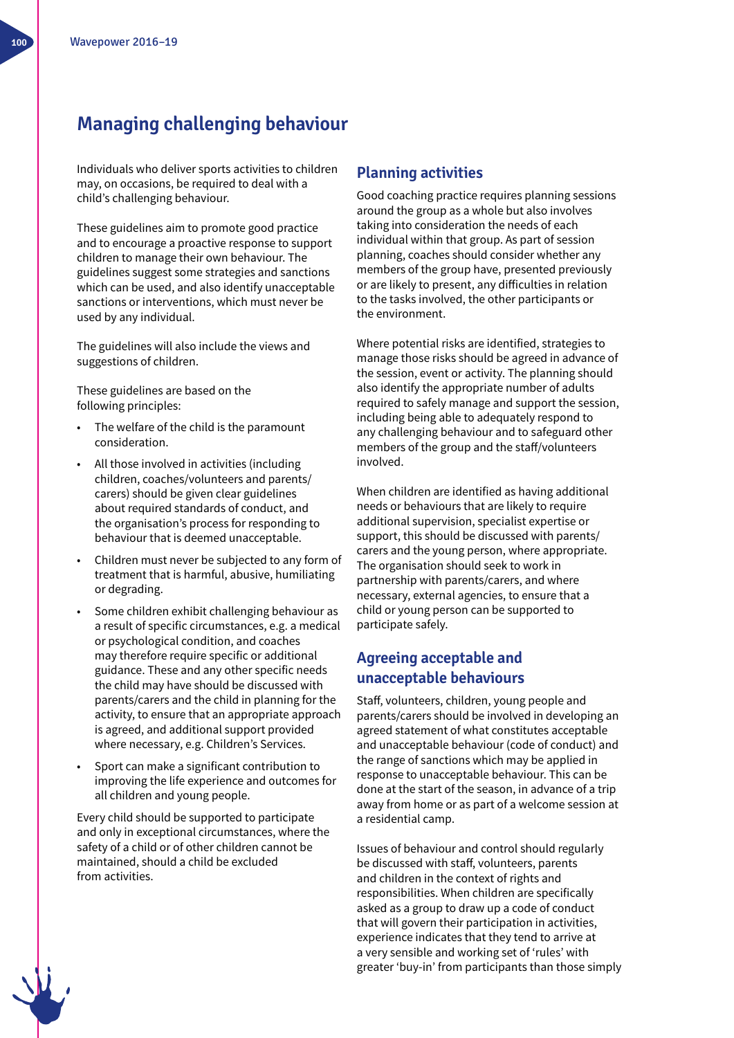# Managing challenging behaviour

Individuals who deliver sports activities to children may, on occasions, be required to deal with a child's challenging behaviour.

These guidelines aim to promote good practice and to encourage a proactive response to support children to manage their own behaviour. The guidelines suggest some strategies and sanctions which can be used, and also identify unacceptable sanctions or interventions, which must never be used by any individual.

The guidelines will also include the views and suggestions of children.

These guidelines are based on the following principles:

- The welfare of the child is the paramount consideration.
- All those involved in activities (including children, coaches/volunteers and parents/carers) should be given clear guidelines about required standards of conduct, and the organisation's process for responding to behaviour that is deemed unacceptable.
- Children must never be subjected to any form of treatment that is harmful, abusive, humiliating or degrading.
- Some children exhibit challenging behaviour as a result of specific circumstances, e.g. a medical or psychological condition, and coaches may therefore require specific or additional guidance. These and any other specific needs the child may have should be discussed with the parents/carers and the child in planning for the activity, to ensure that an appropriate approach is agreed, and additional support provided where necessary, e.g. Children's Services.
- Sport can make a significant contribution to improving the life experience and outcomes for all children and young people.

Every child should be supported to participate and only in exceptional circumstances, where the safety of a child or of other children cannot be maintained, should a child be excluded from activities.

## Planning activities

Good coaching practice requires planning sessions around the group as a whole but also involves taking into consideration the needs of each individual within that group. As part of session planning, coaches should consider whether any members of the group have, presented previously or are likely to present, any difficulties in relation to the tasks involved, the other participants or the environment.

Where potential risks are identified, strategies to manage those risks should be agreed in advance of the session, event or activity. The planning should also identify the appropriate number of adults required to safely manage and support the session, including being able to adequately respond to any challenging behaviour and to safeguard other members of the group and the staff/volunteers involved.

When children are identified as having additional needs or behaviours that are likely to require additional supervision, specialist expertise or support, this should be discussed with parents/carers and the young person, where appropriate. The organisation should seek to work in partnership with parents/carers, and where necessary, external agencies, to ensure that a child or young person can be supported to participate safely.

## Agreeing acceptable and unacceptable behaviours

Staff, volunteers, children, young people and parents/carers should be involved in developing an agreed statement of what constitutes acceptable and unacceptable behaviour (code of conduct) and the range of sanctions which may be applied in response to unacceptable behaviour. This can be done at the start of the season, in advance of a trip away from home or as part of a welcome session at a residential camp.

Issues of behaviour and control should regularly be discussed with staff, volunteers, parents and children in the context of rights and responsibilities. When children are specifically asked as a group to draw up a code of conduct that will govern their participation in activities, experience indicates that they tend to arrive at a very sensible and working set of 'rules' with greater 'buy-in' from participants than those simply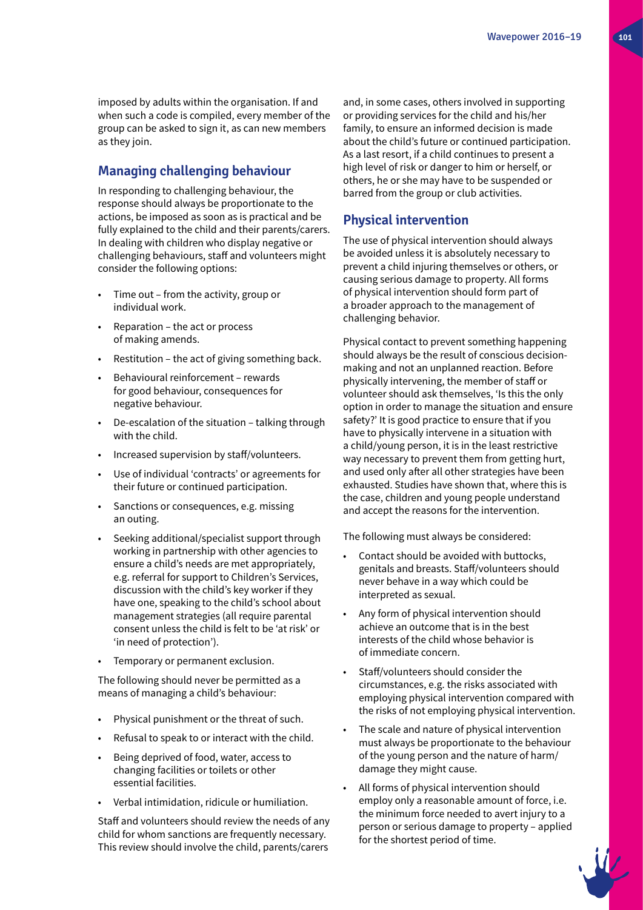imposed by adults within the organisation. If and when such a code is compiled, every member of the group can be asked to sign it, as can new members as they join.

## Managing challenging behaviour

In responding to challenging behaviour, the response should always be proportionate to the actions, be imposed as soon as is practical and be fully explained to the child and their parents/carers. In dealing with children who display negative or challenging behaviours, staff and volunteers might consider the following options:

- Time out – from the activity, group or individual work.
- Reparation – the act or process of making amends.
- Restitution – the act of giving something back.
- Behavioural reinforcement – rewards for good behaviour, consequences for negative behaviour.
- De-escalation of the situation – talking through with the child.
- Increased supervision by staff/volunteers.
- Use of individual 'contracts' or agreements for their future or continued participation.
- Sanctions or consequences, e.g. missing an outing.
- Seeking additional/specialist support through working in partnership with other agencies to ensure a child's needs are met appropriately, e.g. referral for support to Children's Services, discussion with the child's key worker if they have one, speaking to the child's school about management strategies (all require parental consent unless the child is felt to be 'at risk' or 'in need of protection').
- Temporary or permanent exclusion.

The following should never be permitted as a means of managing a child's behaviour:

- Physical punishment or the threat of such.
- Refusal to speak to or interact with the child.
- Being deprived of food, water, access to changing facilities or toilets or other essential facilities.
- Verbal intimidation, ridicule or humiliation.

Staff and volunteers should review the needs of any child for whom sanctions are frequently necessary. This review should involve the child, parents/carers and, in some cases, others involved in supporting or providing services for the child and his/her family, to ensure an informed decision is made about the child's future or continued participation. As a last resort, if a child continues to present a high level of risk or danger to him or herself, or others, he or she may have to be suspended or barred from the group or club activities.

## Physical intervention

The use of physical intervention should always be avoided unless it is absolutely necessary to prevent a child injuring themselves or others, or causing serious damage to property. All forms of physical intervention should form part of a broader approach to the management of challenging behavior.

Physical contact to prevent something happening should always be the result of conscious decision-making and not an unplanned reaction. Before physically intervening, the member of staff or volunteer should ask themselves, 'Is this the only option in order to manage the situation and ensure safety?' It is good practice to ensure that if you have to physically intervene in a situation with a child/young person, it is in the least restrictive way necessary to prevent them from getting hurt, and used only after all other strategies have been exhausted. Studies have shown that, where this is the case, children and young people understand and accept the reasons for the intervention.

The following must always be considered:

- Contact should be avoided with buttocks, genitals and breasts. Staff/volunteers should never behave in a way which could be interpreted as sexual.
- Any form of physical intervention should achieve an outcome that is in the best interests of the child whose behavior is of immediate concern.
- Staff/volunteers should consider the circumstances, e.g. the risks associated with employing physical intervention compared with the risks of not employing physical intervention.
- The scale and nature of physical intervention must always be proportionate to the behaviour of the young person and the nature of harm/damage they might cause.
- All forms of physical intervention should employ only a reasonable amount of force, i.e. the minimum force needed to avert injury to a person or serious damage to property – applied for the shortest period of time.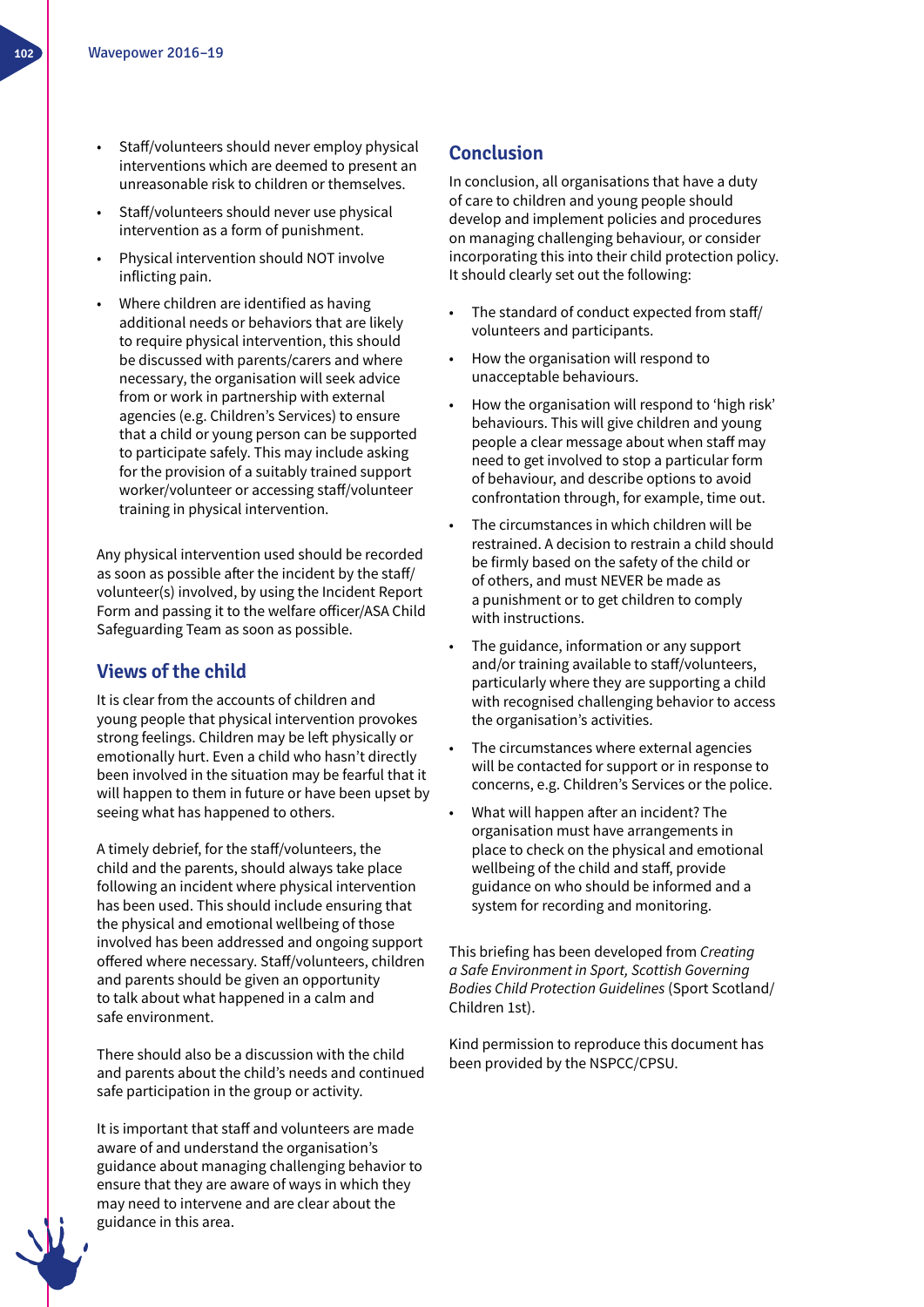- Staff/volunteers should never employ physical interventions which are deemed to present an unreasonable risk to children or themselves.
- Staff/volunteers should never use physical intervention as a form of punishment.
- Physical intervention should NOT involve inflicting pain.
- Where children are identified as having additional needs or behaviors that are likely to require physical intervention, this should be discussed with parents/carers and where necessary, the organisation will seek advice from or work in partnership with external agencies (e.g. Children's Services) to ensure that a child or young person can be supported to participate safely. This may include asking for the provision of a suitably trained support worker/volunteer or accessing staff/volunteer training in physical intervention.

Any physical intervention used should be recorded as soon as possible after the incident by the staff/volunteer(s) involved, by using the Incident Report Form and passing it to the welfare officer/ASA Child Safeguarding Team as soon as possible.

## Views of the child

It is clear from the accounts of children and young people that physical intervention provokes strong feelings. Children may be left physically or emotionally hurt. Even a child who hasn't directly been involved in the situation may be fearful that it will happen to them in future or have been upset by seeing what has happened to others.

A timely debrief, for the staff/volunteers, the child and the parents, should always take place following an incident where physical intervention has been used. This should include ensuring that the physical and emotional wellbeing of those involved has been addressed and ongoing support offered where necessary. Staff/volunteers, children and parents should be given an opportunity to talk about what happened in a calm and safe environment.

There should also be a discussion with the child and parents about the child's needs and continued safe participation in the group or activity.

It is important that staff and volunteers are made aware of and understand the organisation's guidance about managing challenging behavior to ensure that they are aware of ways in which they may need to intervene and are clear about the guidance in this area.

## Conclusion

In conclusion, all organisations that have a duty of care to children and young people should develop and implement policies and procedures on managing challenging behaviour, or consider incorporating this into their child protection policy. It should clearly set out the following:

- The standard of conduct expected from staff/volunteers and participants.
- How the organisation will respond to unacceptable behaviours.
- How the organisation will respond to 'high risk' behaviours. This will give children and young people a clear message about when staff may need to get involved to stop a particular form of behaviour, and describe options to avoid confrontation through, for example, time out.
- The circumstances in which children will be restrained. A decision to restrain a child should be firmly based on the safety of the child or of others, and must NEVER be made as a punishment or to get children to comply with instructions.
- The guidance, information or any support and/or training available to staff/volunteers, particularly where they are supporting a child with recognised challenging behavior to access the organisation's activities.
- The circumstances where external agencies will be contacted for support or in response to concerns, e.g. Children's Services or the police.
- What will happen after an incident? The organisation must have arrangements in place to check on the physical and emotional wellbeing of the child and staff, provide guidance on who should be informed and a system for recording and monitoring.

This briefing has been developed from *Creating a Safe Environment in Sport, Scottish Governing Bodies Child Protection Guidelines* (Sport Scotland/Children 1st).

Kind permission to reproduce this document has been provided by the NSPCC/CPSU.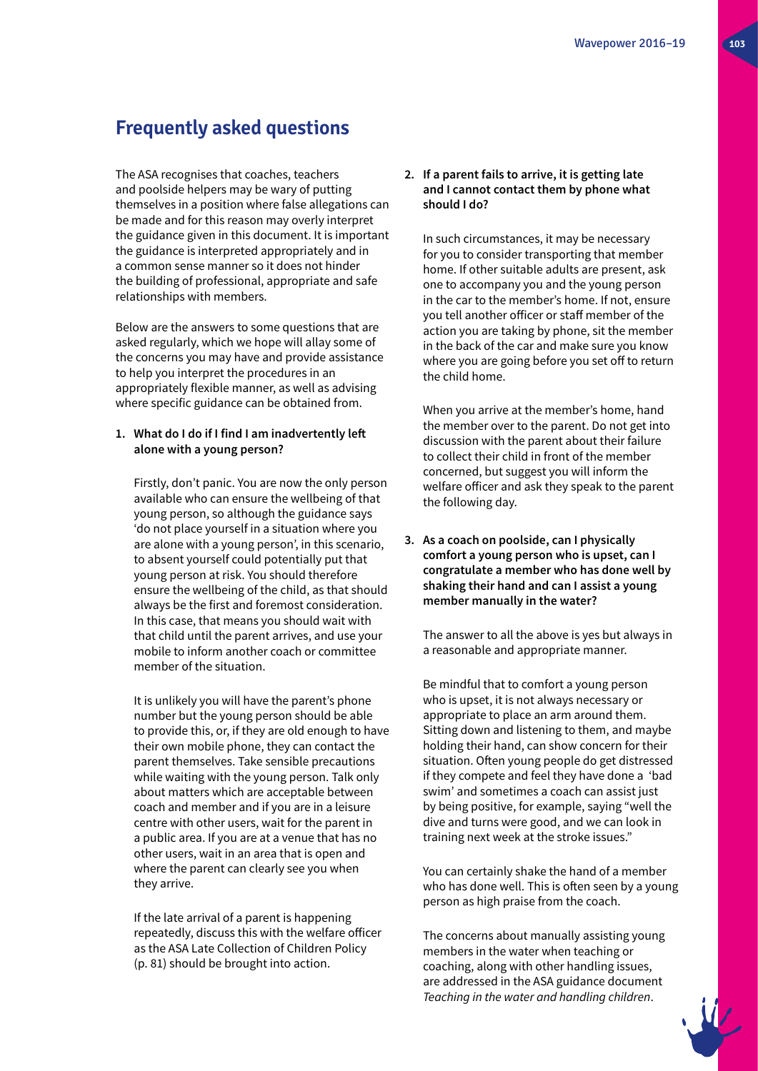## Frequently asked questions

The ASA recognises that coaches, teachers and poolside helpers may be wary of putting themselves in a position where false allegations can be made and for this reason may overly interpret the guidance given in this document. It is important the guidance is interpreted appropriately and in a common sense manner so it does not hinder the building of professional, appropriate and safe relationships with members.

Below are the answers to some questions that are asked regularly, which we hope will allay some of the concerns you may have and provide assistance to help you interpret the procedures in an appropriately flexible manner, as well as advising where specific guidance can be obtained from.

1. **What do I do if I find I am inadvertently left alone with a young person?**

   Firstly, don't panic. You are now the only person available who can ensure the wellbeing of that young person, so although the guidance says 'do not place yourself in a situation where you are alone with a young person', in this scenario, to absent yourself could potentially put that young person at risk. You should therefore ensure the wellbeing of the child, as that should always be the first and foremost consideration. In this case, that means you should wait with that child until the parent arrives, and use your mobile to inform another coach or committee member of the situation.

   It is unlikely you will have the parent's phone number but the young person should be able to provide this, or, if they are old enough to have their own mobile phone, they can contact the parent themselves. Take sensible precautions while waiting with the young person. Talk only about matters which are acceptable between coach and member and if you are in a leisure centre with other users, wait for the parent in a public area. If you are at a venue that has no other users, wait in an area that is open and where the parent can clearly see you when they arrive.

   If the late arrival of a parent is happening repeatedly, discuss this with the welfare officer as the ASA Late Collection of Children Policy (p. 81) should be brought into action.

2. **If a parent fails to arrive, it is getting late and I cannot contact them by phone what should I do?**

   In such circumstances, it may be necessary for you to consider transporting that member home. If other suitable adults are present, ask one to accompany you and the young person in the car to the member's home. If not, ensure you tell another officer or staff member of the action you are taking by phone, sit the member in the back of the car and make sure you know where you are going before you set off to return the child home.

   When you arrive at the member's home, hand the member over to the parent. Do not get into discussion with the parent about their failure to collect their child in front of the member concerned, but suggest you will inform the welfare officer and ask they speak to the parent the following day.

3. **As a coach on poolside, can I physically comfort a young person who is upset, can I congratulate a member who has done well by shaking their hand and can I assist a young member manually in the water?**

   The answer to all the above is yes but always in a reasonable and appropriate manner.

   Be mindful that to comfort a young person who is upset, it is not always necessary or appropriate to place an arm around them. Sitting down and listening to them, and maybe holding their hand, can show concern for their situation. Often young people do get distressed if they compete and feel they have done a 'bad swim' and sometimes a coach can assist just by being positive, for example, saying "well the dive and turns were good, and we can look in training next week at the stroke issues."

   You can certainly shake the hand of a member who has done well. This is often seen by a young person as high praise from the coach.

   The concerns about manually assisting young members in the water when teaching or coaching, along with other handling issues, are addressed in the ASA guidance document *Teaching in the water and handling children*.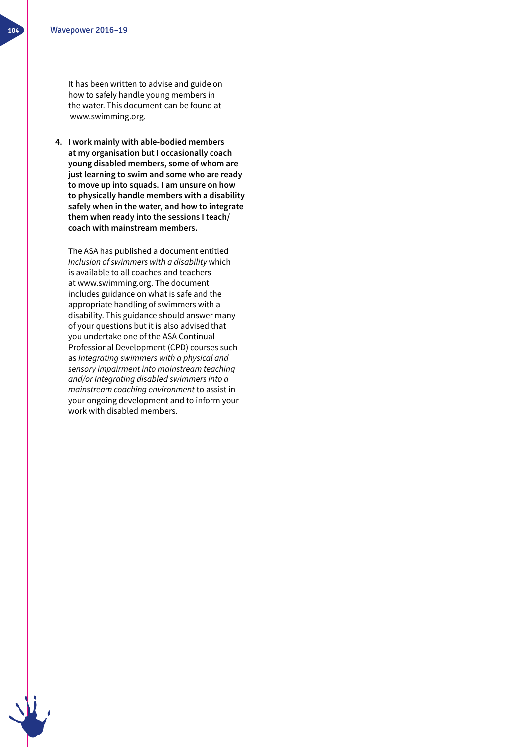It has been written to advise and guide on how to safely handle young members in the water. This document can be found at www.swimming.org.

4. **I work mainly with able-bodied members at my organisation but I occasionally coach young disabled members, some of whom are just learning to swim and some who are ready to move up into squads. I am unsure on how to physically handle members with a disability safely when in the water, and how to integrate them when ready into the sessions I teach/coach with mainstream members.**

   The ASA has published a document entitled *Inclusion of swimmers with a disability* which is available to all coaches and teachers at www.swimming.org. The document includes guidance on what is safe and the appropriate handling of swimmers with a disability. This guidance should answer many of your questions but it is also advised that you undertake one of the ASA Continual Professional Development (CPD) courses such as *Integrating swimmers with a physical and sensory impairment into mainstream teaching and/or Integrating disabled swimmers into a mainstream coaching environment* to assist in your ongoing development and to inform your work with disabled members.